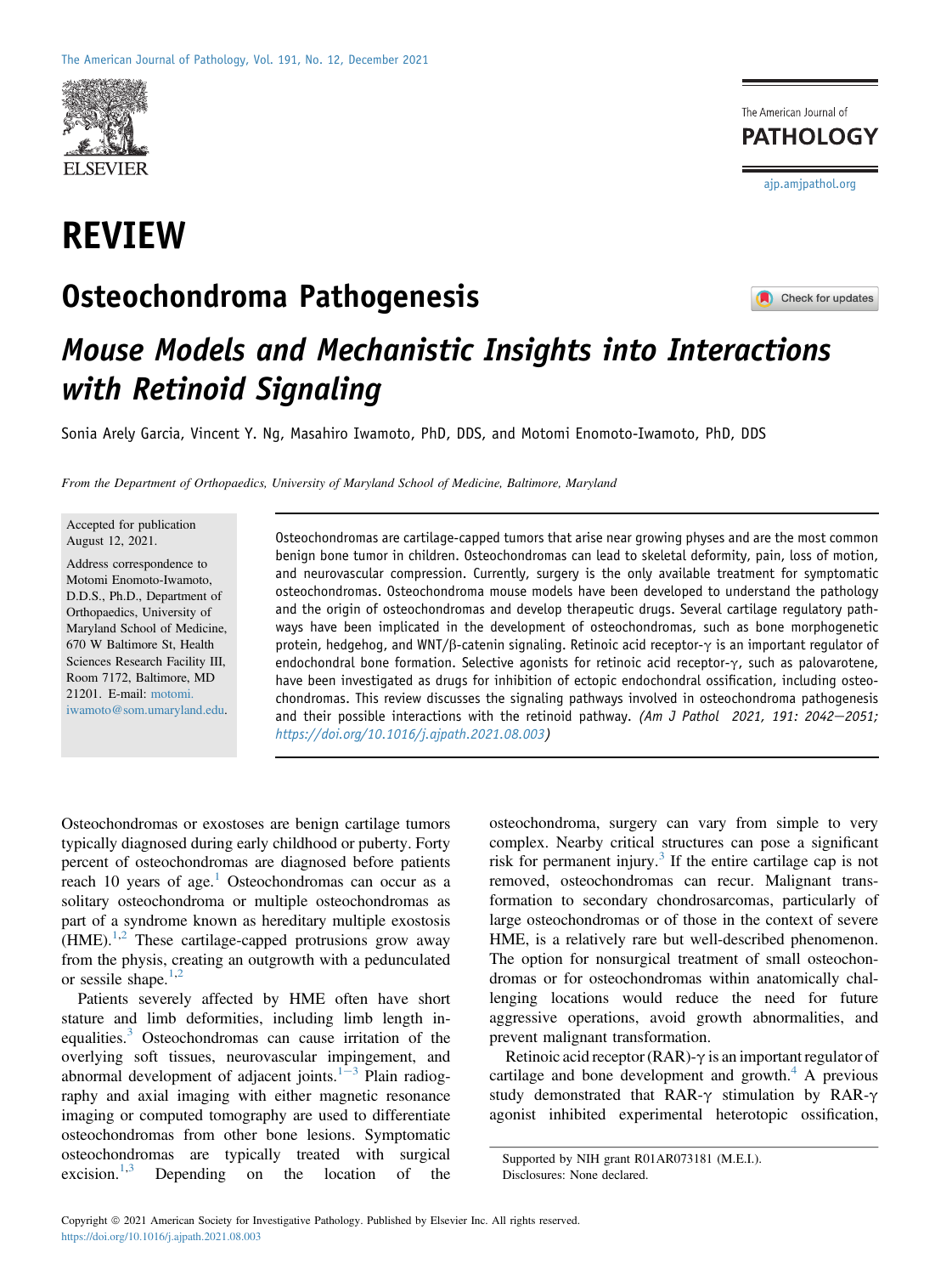# REVIEW

# Osteochondroma Pathogenesis

## *Mouse Models and Mechanistic Insights into Interactions with Retinoid Signaling*

Sonia Arely Garcia, Vincent Y. Ng, Masahiro Iwamoto, PhD, DDS, and Motomi Enomoto-Iwamoto, PhD, DDS

*From the Department of Orthopaedics, University of Maryland School of Medicine, Baltimore, Maryland*

Accepted for publication August 12, 2021.

Address correspondence to Motomi Enomoto-Iwamoto, D.D.S., Ph.D., Department of Orthopaedics, University of Maryland School of Medicine, 670 W Baltimore St, Health Sciences Research Facility III, Room 7172, Baltimore, MD 21201. E-mail: motomi.iwamoto@som.umaryland.edu.

Osteochondromas are cartilage-capped tumors that arise near growing physes and are the most common benign bone tumor in children. Osteochondromas can lead to skeletal deformity, pain, loss of motion, and neurovascular compression. Currently, surgery is the only available treatment for symptomatic osteochondromas. Osteochondroma mouse models have been developed to understand the pathology and the origin of osteochondromas and develop therapeutic drugs. Several cartilage regulatory pathways have been implicated in the development of osteochondromas, such as bone morphogenetic protein, hedgehog, and WNT/β-catenin signaling. Retinoic acid receptor-γ is an important regulator of endochondral bone formation. Selective agonists for retinoic acid receptor-γ, such as palovarotene, have been investigated as drugs for inhibition of ectopic endochondral ossification, including osteochondromas. This review discusses the signaling pathways involved in osteochondroma pathogenesis and their possible interactions with the retinoid pathway. *(Am J Pathol 2021, 191: 2042–2051; https://doi.org/10.1016/j.ajpath.2021.08.003)*

Osteochondromas or exostoses are benign cartilage tumors typically diagnosed during early childhood or puberty. Forty percent of osteochondromas are diagnosed before patients reach 10 years of age.[1] Osteochondromas can occur as a solitary osteochondroma or multiple osteochondromas as part of a syndrome known as hereditary multiple exostosis (HME).[1,2] These cartilage-capped protrusions grow away from the physis, creating an outgrowth with a pedunculated or sessile shape.[1,2]

Patients severely affected by HME often have short stature and limb deformities, including limb length inequalities.[3] Osteochondromas can cause irritation of the overlying soft tissues, neurovascular impingement, and abnormal development of adjacent joints.[1–3] Plain radiography and axial imaging with either magnetic resonance imaging or computed tomography are used to differentiate osteochondromas from other bone lesions. Symptomatic osteochondromas are typically treated with surgical excision.[1,3] Depending on the location of the osteochondroma, surgery can vary from simple to very complex. Nearby critical structures can pose a significant risk for permanent injury.[3] If the entire cartilage cap is not removed, osteochondromas can recur. Malignant transformation to secondary chondrosarcomas, particularly of large osteochondromas or of those in the context of severe HME, is a relatively rare but well-described phenomenon. The option for nonsurgical treatment of small osteochondromas or for osteochondromas within anatomically challenging locations would reduce the need for future aggressive operations, avoid growth abnormalities, and prevent malignant transformation.

Retinoic acid receptor (RAR)-γ is an important regulator of cartilage and bone development and growth.[4] A previous study demonstrated that RAR-γ stimulation by RAR-γ agonist inhibited experimental heterotopic ossification,

Supported by NIH grant R01AR073181 (M.E.I.).

Disclosures: None declared.

Copyright © 2021 American Society for Investigative Pathology. Published by Elsevier Inc. All rights reserved.
https://doi.org/10.1016/j.ajpath.2021.08.003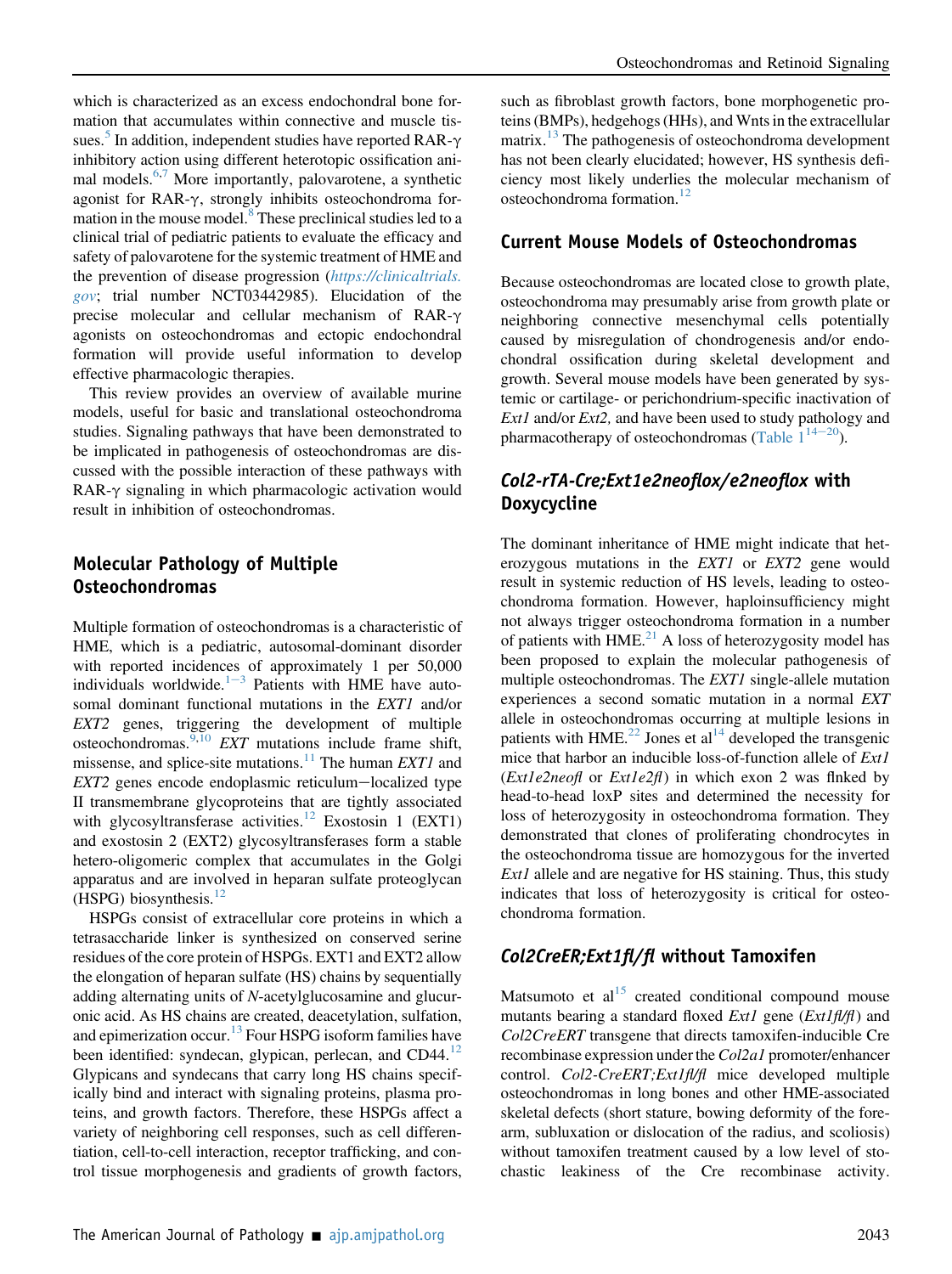which is characterized as an excess endochondral bone formation that accumulates within connective and muscle tissues.[5] In addition, independent studies have reported RAR-γ inhibitory action using different heterotopic ossification animal models.[6,7] More importantly, palovarotene, a synthetic agonist for RAR-γ, strongly inhibits osteochondroma formation in the mouse model.[8] These preclinical studies led to a clinical trial of pediatric patients to evaluate the efficacy and safety of palovarotene for the systemic treatment of HME and the prevention of disease progression (*https://clinicaltrials.gov*; trial number NCT03442985). Elucidation of the precise molecular and cellular mechanism of RAR-γ agonists on osteochondromas and ectopic endochondral formation will provide useful information to develop effective pharmacologic therapies.

This review provides an overview of available murine models, useful for basic and translational osteochondroma studies. Signaling pathways that have been demonstrated to be implicated in pathogenesis of osteochondromas are discussed with the possible interaction of these pathways with RAR-γ signaling in which pharmacologic activation would result in inhibition of osteochondromas.

## Molecular Pathology of Multiple Osteochondromas

Multiple formation of osteochondromas is a characteristic of HME, which is a pediatric, autosomal-dominant disorder with reported incidences of approximately 1 per 50,000 individuals worldwide.[1–3] Patients with HME have autosomal dominant functional mutations in the *EXT1* and/or *EXT2* genes, triggering the development of multiple osteochondromas.[9,10] *EXT* mutations include frame shift, missense, and splice-site mutations.[11] The human *EXT1* and *EXT2* genes encode endoplasmic reticulum−localized type II transmembrane glycoproteins that are tightly associated with glycosyltransferase activities.[12] Exostosin 1 (EXT1) and exostosin 2 (EXT2) glycosyltransferases form a stable hetero-oligomeric complex that accumulates in the Golgi apparatus and are involved in heparan sulfate proteoglycan (HSPG) biosynthesis.[12]

HSPGs consist of extracellular core proteins in which a tetrasaccharide linker is synthesized on conserved serine residues of the core protein of HSPGs. EXT1 and EXT2 allow the elongation of heparan sulfate (HS) chains by sequentially adding alternating units of *N*-acetylglucosamine and glucuronic acid. As HS chains are created, deacetylation, sulfation, and epimerization occur.[13] Four HSPG isoform families have been identified: syndecan, glypican, perlecan, and CD44.[12] Glypicans and syndecans that carry long HS chains specifically bind and interact with signaling proteins, plasma proteins, and growth factors. Therefore, these HSPGs affect a variety of neighboring cell responses, such as cell differentiation, cell-to-cell interaction, receptor trafficking, and control tissue morphogenesis and gradients of growth factors, such as fibroblast growth factors, bone morphogenetic proteins (BMPs), hedgehogs (HHs), and Wnts in the extracellular matrix.[13] The pathogenesis of osteochondroma development has not been clearly elucidated; however, HS synthesis deficiency most likely underlies the molecular mechanism of osteochondroma formation.[12]

## Current Mouse Models of Osteochondromas

Because osteochondromas are located close to growth plate, osteochondroma may presumably arise from growth plate or neighboring connective mesenchymal cells potentially caused by misregulation of chondrogenesis and/or endochondral ossification during skeletal development and growth. Several mouse models have been generated by systemic or cartilage- or perichondrium-specific inactivation of *Ext1* and/or *Ext2,* and have been used to study pathology and pharmacotherapy of osteochondromas (Table 1[14−20]).

### *Col2-rTA-Cre;Ext1e2neoflox/e2neoflox* with Doxycycline

The dominant inheritance of HME might indicate that heterozygous mutations in the *EXT1* or *EXT2* gene would result in systemic reduction of HS levels, leading to osteochondroma formation. However, haploinsufficiency might not always trigger osteochondroma formation in a number of patients with HME.[21] A loss of heterozygosity model has been proposed to explain the molecular pathogenesis of multiple osteochondromas. The *EXT1* single-allele mutation experiences a second somatic mutation in a normal *EXT* allele in osteochondromas occurring at multiple lesions in patients with HME.[22] Jones et al[14] developed the transgenic mice that harbor an inducible loss-of-function allele of *Ext1* (*Ext1e2neofl* or *Ext1e2fl*) in which exon 2 was flnked by head-to-head loxP sites and determined the necessity for loss of heterozygosity in osteochondroma formation. They demonstrated that clones of proliferating chondrocytes in the osteochondroma tissue are homozygous for the inverted *Ext1* allele and are negative for HS staining. Thus, this study indicates that loss of heterozygosity is critical for osteochondroma formation.

### *Col2CreER;Ext1fl/fl* without Tamoxifen

Matsumoto et al[15] created conditional compound mouse mutants bearing a standard floxed *Ext1* gene (*Ext1fl/fl*) and *Col2CreERT* transgene that directs tamoxifen-inducible Cre recombinase expression under the *Col2a1* promoter/enhancer control. *Col2-CreERT;Ext1fl/fl* mice developed multiple osteochondromas in long bones and other HME-associated skeletal defects (short stature, bowing deformity of the forearm, subluxation or dislocation of the radius, and scoliosis) without tamoxifen treatment caused by a low level of stochastic leakiness of the Cre recombinase activity.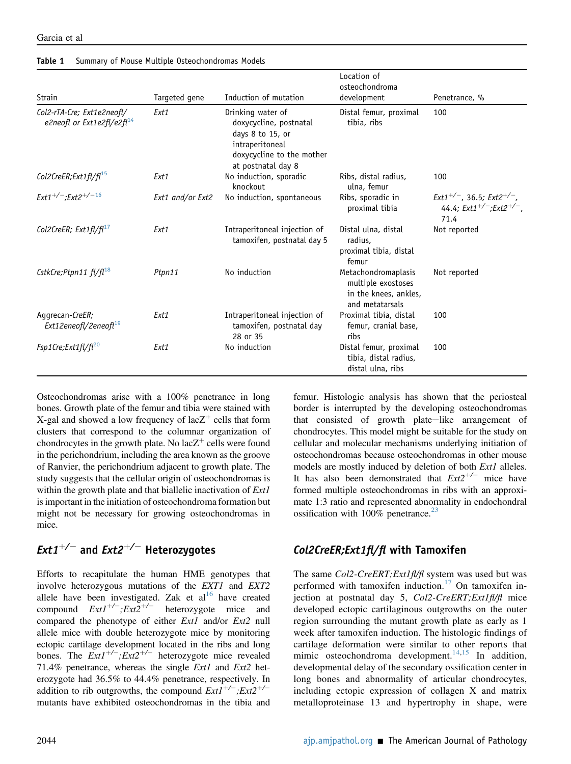**Table 1** Summary of Mouse Multiple Osteochondromas Models

| Strain | Targeted gene | Induction of mutation | Location of osteochondroma development | Penetrance, % |
|---|---|---|---|---|
| *Col2-rTA-Cre; Ext1e2neofl/e2neofl or Ext1e2fl/e2fl*[14] | *Ext1* | Drinking water of doxycycline, postnatal days 8 to 15, or intraperitoneal doxycycline to the mother at postnatal day 8 | Distal femur, proximal tibia, ribs | 100 |
| *Col2CreER;Ext1fl/fl*[15] | *Ext1* | No induction, sporadic knockout | Ribs, distal radius, ulna, femur | 100 |
| *Ext1$^{+/-}$;Ext2$^{+/-}$*[16] | *Ext1* and/or *Ext2* | No induction, spontaneous | Ribs, sporadic in proximal tibia | *Ext1$^{+/-}$*, 36.5; *Ext2$^{+/-}$*, 44.4; *Ext1$^{+/-}$;Ext2$^{+/-}$*, 71.4 |
| *Col2CreER; Ext1fl/fl*[17] | *Ext1* | Intraperitoneal injection of tamoxifen, postnatal day 5 | Distal ulna, distal radius, proximal tibia, distal femur | Not reported |
| *CstkCre;Ptpn11 fl/fl*[18] | *Ptpn11* | No induction | Metachondromaplasis multiple exostoses in the knees, ankles, and metatarsals | Not reported |
| Aggrecan-*CreER; Ext12eneofl/2eneofl*[19] | *Ext1* | Intraperitoneal injection of tamoxifen, postnatal day 28 or 35 | Proximal tibia, distal femur, cranial base, ribs | 100 |
| *Fsp1Cre;Ext1fl/fl*[20] | *Ext1* | No induction | Distal femur, proximal tibia, distal radius, distal ulna, ribs | 100 |

Osteochondromas arise with a 100% penetrance in long bones. Growth plate of the femur and tibia were stained with X-gal and showed a low frequency of lacZ$^+$ cells that form clusters that correspond to the columnar organization of chondrocytes in the growth plate. No lacZ$^+$ cells were found in the perichondrium, including the area known as the groove of Ranvier, the perichondrium adjacent to growth plate. The study suggests that the cellular origin of osteochondromas is within the growth plate and that biallelic inactivation of *Ext1* is important in the initiation of osteochondroma formation but might not be necessary for growing osteochondromas in mice.

## *Ext1$^{+/-}$* and *Ext2$^{+/-}$* Heterozygotes

Efforts to recapitulate the human HME genotypes that involve heterozygous mutations of the *EXT1* and *EXT2* allele have been investigated. Zak et al[16] have created compound *Ext1$^{+/-}$;Ext2$^{+/-}$* heterozygote mice and compared the phenotype of either *Ext1* and/or *Ext2* null allele mice with double heterozygote mice by monitoring ectopic cartilage development located in the ribs and long bones. The *Ext1$^{+/-}$;Ext2$^{+/-}$* heterozygote mice revealed 71.4% penetrance, whereas the single *Ext1* and *Ext2* heterozygote had 36.5% to 44.4% penetrance, respectively. In addition to rib outgrowths, the compound *Ext1$^{+/-}$;Ext2$^{+/-}$* mutants have exhibited osteochondromas in the tibia and femur. Histologic analysis has shown that the periosteal border is interrupted by the developing osteochondromas that consisted of growth plate–like arrangement of chondrocytes. This model might be suitable for the study on cellular and molecular mechanisms underlying initiation of osteochondromas because osteochondromas in other mouse models are mostly induced by deletion of both *Ext1* alleles. It has also been demonstrated that *Ext2$^{+/-}$* mice have formed multiple osteochondromas in ribs with an approximate 1:3 ratio and represented abnormality in endochondral ossification with 100% penetrance.[23]

## *Col2CreER;Ext1fl/fl* with Tamoxifen

The same *Col2-CreERT;Ext1fl/fl* system was used but was performed with tamoxifen induction.[17] On tamoxifen injection at postnatal day 5, *Col2-CreERT;Ext1fl/fl* mice developed ectopic cartilaginous outgrowths on the outer region surrounding the mutant growth plate as early as 1 week after tamoxifen induction. The histologic findings of cartilage deformation were similar to other reports that mimic osteochondroma development.[14,15] In addition, developmental delay of the secondary ossification center in long bones and abnormality of articular chondrocytes, including ectopic expression of collagen X and matrix metalloproteinase 13 and hypertrophy in shape, were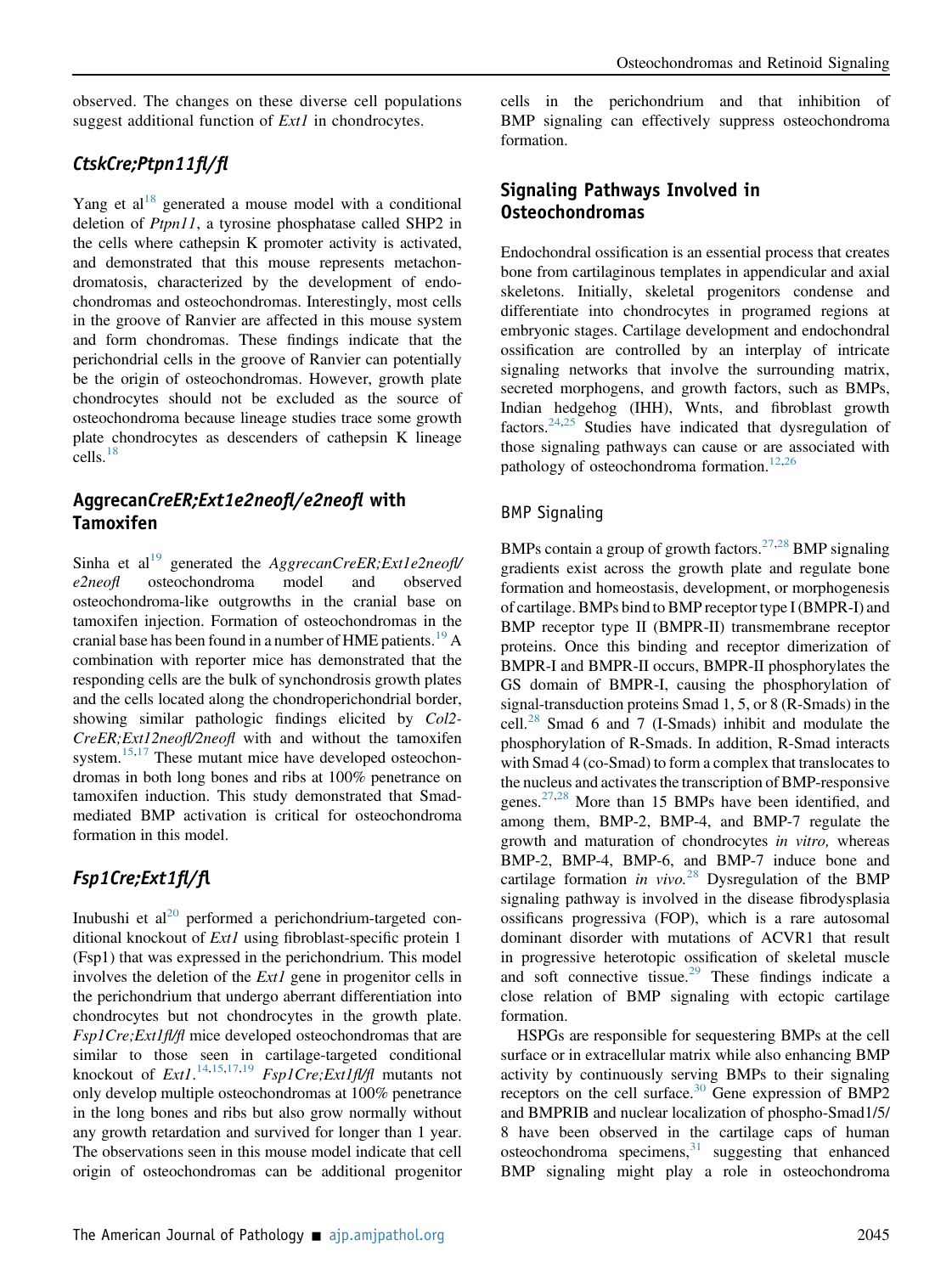observed. The changes on these diverse cell populations suggest additional function of *Ext1* in chondrocytes.

### *CtskCre;Ptpn11fl/fl*

Yang et al[18] generated a mouse model with a conditional deletion of *Ptpn11*, a tyrosine phosphatase called SHP2 in the cells where cathepsin K promoter activity is activated, and demonstrated that this mouse represents metachondromatosis, characterized by the development of endochondromas and osteochondromas. Interestingly, most cells in the groove of Ranvier are affected in this mouse system and form chondromas. These findings indicate that the perichondrial cells in the groove of Ranvier can potentially be the origin of osteochondromas. However, growth plate chondrocytes should not be excluded as the source of osteochondroma because lineage studies trace some growth plate chondrocytes as descenders of cathepsin K lineage cells.[18]

### Aggrecan*CreER;Ext1e2neofl/e2neofl* with Tamoxifen

Sinha et al[19] generated the *AggrecanCreER;Ext1e2neofl/e2neofl* osteochondroma model and observed osteochondroma-like outgrowths in the cranial base on tamoxifen injection. Formation of osteochondromas in the cranial base has been found in a number of HME patients.[19] A combination with reporter mice has demonstrated that the responding cells are the bulk of synchondrosis growth plates and the cells located along the chondroperichondrial border, showing similar pathologic findings elicited by *Col2-CreER;Ext12neofl/2neofl* with and without the tamoxifen system.[15,17] These mutant mice have developed osteochondromas in both long bones and ribs at 100% penetrance on tamoxifen induction. This study demonstrated that Smad-mediated BMP activation is critical for osteochondroma formation in this model.

### *Fsp1Cre;Ext1fl/fl*

Inubushi et al[20] performed a perichondrium-targeted conditional knockout of *Ext1* using fibroblast-specific protein 1 (Fsp1) that was expressed in the perichondrium. This model involves the deletion of the *Ext1* gene in progenitor cells in the perichondrium that undergo aberrant differentiation into chondrocytes but not chondrocytes in the growth plate. *Fsp1Cre;Ext1fl/fl* mice developed osteochondromas that are similar to those seen in cartilage-targeted conditional knockout of *Ext1*.[14,15,17,19] *Fsp1Cre;Ext1fl/fl* mutants not only develop multiple osteochondromas at 100% penetrance in the long bones and ribs but also grow normally without any growth retardation and survived for longer than 1 year. The observations seen in this mouse model indicate that cell origin of osteochondromas can be additional progenitor cells in the perichondrium and that inhibition of BMP signaling can effectively suppress osteochondroma formation.

## Signaling Pathways Involved in Osteochondromas

Endochondral ossification is an essential process that creates bone from cartilaginous templates in appendicular and axial skeletons. Initially, skeletal progenitors condense and differentiate into chondrocytes in programed regions at embryonic stages. Cartilage development and endochondral ossification are controlled by an interplay of intricate signaling networks that involve the surrounding matrix, secreted morphogens, and growth factors, such as BMPs, Indian hedgehog (IHH), Wnts, and fibroblast growth factors.[24,25] Studies have indicated that dysregulation of those signaling pathways can cause or are associated with pathology of osteochondroma formation.[12,26]

### BMP Signaling

BMPs contain a group of growth factors.[27,28] BMP signaling gradients exist across the growth plate and regulate bone formation and homeostasis, development, or morphogenesis of cartilage. BMPs bind to BMP receptor type I (BMPR-I) and BMP receptor type II (BMPR-II) transmembrane receptor proteins. Once this binding and receptor dimerization of BMPR-I and BMPR-II occurs, BMPR-II phosphorylates the GS domain of BMPR-I, causing the phosphorylation of signal-transduction proteins Smad 1, 5, or 8 (R-Smads) in the cell.[28] Smad 6 and 7 (I-Smads) inhibit and modulate the phosphorylation of R-Smads. In addition, R-Smad interacts with Smad 4 (co-Smad) to form a complex that translocates to the nucleus and activates the transcription of BMP-responsive genes.[27,28] More than 15 BMPs have been identified, and among them, BMP-2, BMP-4, and BMP-7 regulate the growth and maturation of chondrocytes *in vitro,* whereas BMP-2, BMP-4, BMP-6, and BMP-7 induce bone and cartilage formation *in vivo.*[28] Dysregulation of the BMP signaling pathway is involved in the disease fibrodysplasia ossificans progressiva (FOP), which is a rare autosomal dominant disorder with mutations of ACVR1 that result in progressive heterotopic ossification of skeletal muscle and soft connective tissue.[29] These findings indicate a close relation of BMP signaling with ectopic cartilage formation.

HSPGs are responsible for sequestering BMPs at the cell surface or in extracellular matrix while also enhancing BMP activity by continuously serving BMPs to their signaling receptors on the cell surface.[30] Gene expression of BMP2 and BMPRIB and nuclear localization of phospho-Smad1/5/8 have been observed in the cartilage caps of human osteochondroma specimens,[31] suggesting that enhanced BMP signaling might play a role in osteochondroma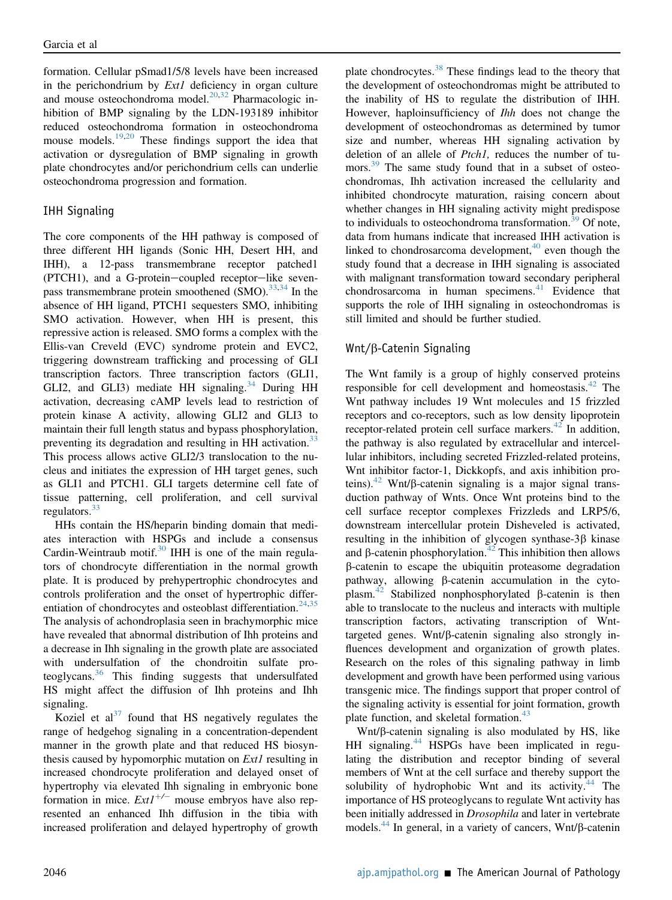formation. Cellular pSmad1/5/8 levels have been increased in the perichondrium by *Ext1* deficiency in organ culture and mouse osteochondroma model.[20,32] Pharmacologic inhibition of BMP signaling by the LDN-193189 inhibitor reduced osteochondroma formation in osteochondroma mouse models.[19,20] These findings support the idea that activation or dysregulation of BMP signaling in growth plate chondrocytes and/or perichondrium cells can underlie osteochondroma progression and formation.

## IHH Signaling

The core components of the HH pathway is composed of three different HH ligands (Sonic HH, Desert HH, and IHH), a 12-pass transmembrane receptor patched1 (PTCH1), and a G-protein−coupled receptor−like seven-pass transmembrane protein smoothened (SMO).[33,34] In the absence of HH ligand, PTCH1 sequesters SMO, inhibiting SMO activation. However, when HH is present, this repressive action is released. SMO forms a complex with the Ellis-van Creveld (EVC) syndrome protein and EVC2, triggering downstream trafficking and processing of GLI transcription factors. Three transcription factors (GLI1, GLI2, and GLI3) mediate HH signaling.[34] During HH activation, decreasing cAMP levels lead to restriction of protein kinase A activity, allowing GLI2 and GLI3 to maintain their full length status and bypass phosphorylation, preventing its degradation and resulting in HH activation.[33] This process allows active GLI2/3 translocation to the nucleus and initiates the expression of HH target genes, such as GLI1 and PTCH1. GLI targets determine cell fate of tissue patterning, cell proliferation, and cell survival regulators.[33]

HHs contain the HS/heparin binding domain that mediates interaction with HSPGs and include a consensus Cardin-Weintraub motif.[30] IHH is one of the main regulators of chondrocyte differentiation in the normal growth plate. It is produced by prehypertrophic chondrocytes and controls proliferation and the onset of hypertrophic differentiation of chondrocytes and osteoblast differentiation.[24,35] The analysis of achondroplasia seen in brachymorphic mice have revealed that abnormal distribution of Ihh proteins and a decrease in Ihh signaling in the growth plate are associated with undersulfation of the chondroitin sulfate proteoglycans.[36] This finding suggests that undersulfated HS might affect the diffusion of Ihh proteins and Ihh signaling.

Koziel et al[37] found that HS negatively regulates the range of hedgehog signaling in a concentration-dependent manner in the growth plate and that reduced HS biosynthesis caused by hypomorphic mutation on *Ext1* resulting in increased chondrocyte proliferation and delayed onset of hypertrophy via elevated Ihh signaling in embryonic bone formation in mice. *Ext1*$^{+/-}$ mouse embryos have also represented an enhanced Ihh diffusion in the tibia with increased proliferation and delayed hypertrophy of growth plate chondrocytes.[38] These findings lead to the theory that the development of osteochondromas might be attributed to the inability of HS to regulate the distribution of IHH. However, haploinsufficiency of *Ihh* does not change the development of osteochondromas as determined by tumor size and number, whereas HH signaling activation by deletion of an allele of *Ptch1,* reduces the number of tumors.[39] The same study found that in a subset of osteochondromas, Ihh activation increased the cellularity and inhibited chondrocyte maturation, raising concern about whether changes in HH signaling activity might predispose to individuals to osteochondroma transformation.[39] Of note, data from humans indicate that increased IHH activation is linked to chondrosarcoma development,[40] even though the study found that a decrease in IHH signaling is associated with malignant transformation toward secondary peripheral chondrosarcoma in human specimens.[41] Evidence that supports the role of IHH signaling in osteochondromas is still limited and should be further studied.

## Wnt/β-Catenin Signaling

The Wnt family is a group of highly conserved proteins responsible for cell development and homeostasis.[42] The Wnt pathway includes 19 Wnt molecules and 15 frizzled receptors and co-receptors, such as low density lipoprotein receptor-related protein cell surface markers.[42] In addition, the pathway is also regulated by extracellular and intercellular inhibitors, including secreted Frizzled-related proteins, Wnt inhibitor factor-1, Dickkopfs, and axis inhibition proteins).[42] Wnt/β-catenin signaling is a major signal transduction pathway of Wnts. Once Wnt proteins bind to the cell surface receptor complexes Frizzleds and LRP5/6, downstream intercellular protein Disheveled is activated, resulting in the inhibition of glycogen synthase-3β kinase and β-catenin phosphorylation.[42] This inhibition then allows β-catenin to escape the ubiquitin proteasome degradation pathway, allowing β-catenin accumulation in the cytoplasm.[42] Stabilized nonphosphorylated β-catenin is then able to translocate to the nucleus and interacts with multiple transcription factors, activating transcription of Wnt-targeted genes. Wnt/β-catenin signaling also strongly influences development and organization of growth plates. Research on the roles of this signaling pathway in limb development and growth have been performed using various transgenic mice. The findings support that proper control of the signaling activity is essential for joint formation, growth plate function, and skeletal formation.[43]

Wnt/β-catenin signaling is also modulated by HS, like HH signaling.[44] HSPGs have been implicated in regulating the distribution and receptor binding of several members of Wnt at the cell surface and thereby support the solubility of hydrophobic Wnt and its activity.[44] The importance of HS proteoglycans to regulate Wnt activity has been initially addressed in *Drosophila* and later in vertebrate models.[44] In general, in a variety of cancers, Wnt/β-catenin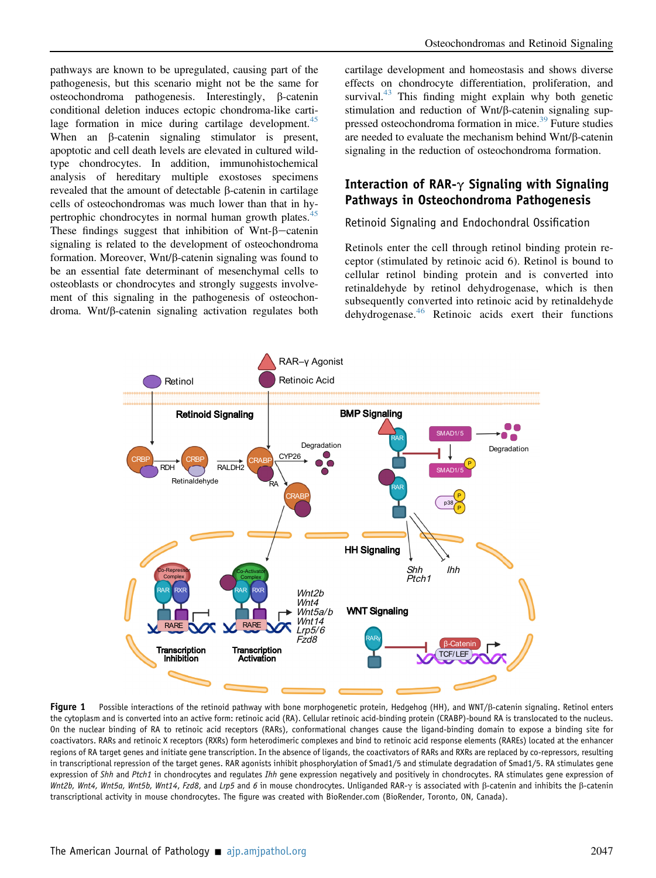pathways are known to be upregulated, causing part of the pathogenesis, but this scenario might not be the same for osteochondroma pathogenesis. Interestingly, β-catenin conditional deletion induces ectopic chondroma-like cartilage formation in mice during cartilage development.[45] When an β-catenin signaling stimulator is present, apoptotic and cell death levels are elevated in cultured wild-type chondrocytes. In addition, immunohistochemical analysis of hereditary multiple exostoses specimens revealed that the amount of detectable β-catenin in cartilage cells of osteochondromas was much lower than that in hypertrophic chondrocytes in normal human growth plates.[45] These findings suggest that inhibition of Wnt-β−catenin signaling is related to the development of osteochondroma formation. Moreover, Wnt/β-catenin signaling was found to be an essential fate determinant of mesenchymal cells to osteoblasts or chondrocytes and strongly suggests involvement of this signaling in the pathogenesis of osteochondroma. Wnt/β-catenin signaling activation regulates both cartilage development and homeostasis and shows diverse effects on chondrocyte differentiation, proliferation, and survival.[43] This finding might explain why both genetic stimulation and reduction of Wnt/β-catenin signaling suppressed osteochondroma formation in mice.[39] Future studies are needed to evaluate the mechanism behind Wnt/β-catenin signaling in the reduction of osteochondroma formation.

## Interaction of RAR-γ Signaling with Signaling Pathways in Osteochondroma Pathogenesis

### Retinoid Signaling and Endochondral Ossification

Retinols enter the cell through retinol binding protein receptor (stimulated by retinoic acid 6). Retinol is bound to cellular retinol binding protein and is converted into retinaldehyde by retinol dehydrogenase, which is then subsequently converted into retinoic acid by retinaldehyde dehydrogenase.[46] Retinoic acids exert their functions

**Figure 1** Possible interactions of the retinoid pathway with bone morphogenetic protein, Hedgehog (HH), and WNT/β-catenin signaling. Retinol enters the cytoplasm and is converted into an active form: retinoic acid (RA). Cellular retinoic acid-binding protein (CRABP)-bound RA is translocated to the nucleus. On the nuclear binding of RA to retinoic acid receptors (RARs), conformational changes cause the ligand-binding domain to expose a binding site for coactivators. RARs and retinoic X receptors (RXRs) form heterodimeric complexes and bind to retinoic acid response elements (RAREs) located at the enhancer regions of RA target genes and initiate gene transcription. In the absence of ligands, the coactivators of RARs and RXRs are replaced by co-repressors, resulting in transcriptional repression of the target genes. RAR agonists inhibit phosphorylation of Smad1/5 and stimulate degradation of Smad1/5. RA stimulates gene expression of *Shh* and *Ptch1* in chondrocytes and regulates *Ihh* gene expression negatively and positively in chondrocytes. RA stimulates gene expression of *Wnt2b*, *Wnt4*, *Wnt5a*, *Wnt5b*, *Wnt14*, *Fzd8*, and *Lrp5* and *6* in mouse chondrocytes. Unliganded RAR-γ is associated with β-catenin and inhibits the β-catenin transcriptional activity in mouse chondrocytes. The figure was created with BioRender.com (BioRender, Toronto, ON, Canada).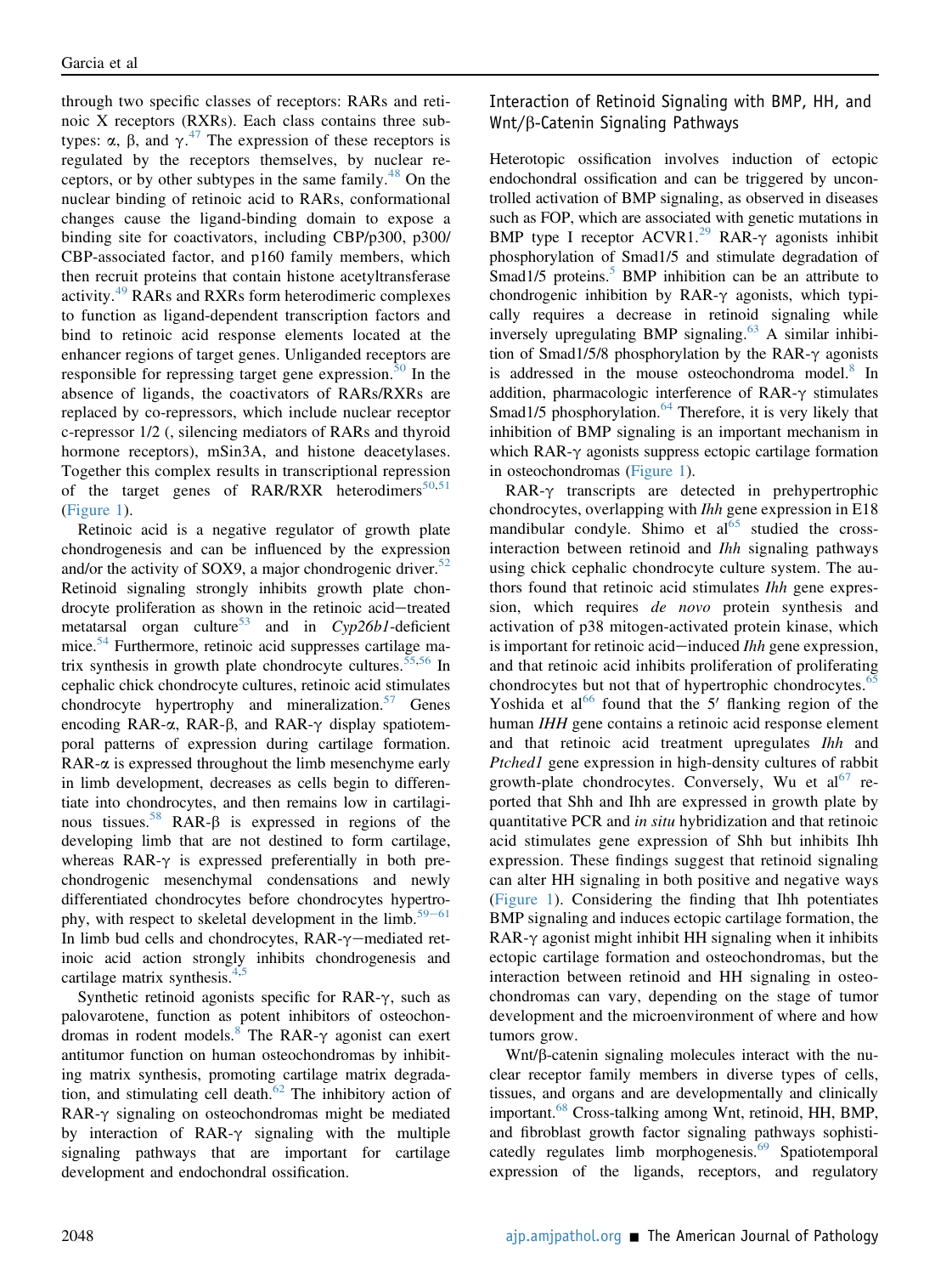through two specific classes of receptors: RARs and retinoic X receptors (RXRs). Each class contains three subtypes: α, β, and γ.[47] The expression of these receptors is regulated by the receptors themselves, by nuclear receptors, or by other subtypes in the same family.[48] On the nuclear binding of retinoic acid to RARs, conformational changes cause the ligand-binding domain to expose a binding site for coactivators, including CBP/p300, p300/CBP-associated factor, and p160 family members, which then recruit proteins that contain histone acetyltransferase activity.[49] RARs and RXRs form heterodimeric complexes to function as ligand-dependent transcription factors and bind to retinoic acid response elements located at the enhancer regions of target genes. Unliganded receptors are responsible for repressing target gene expression.[50] In the absence of ligands, the coactivators of RARs/RXRs are replaced by co-repressors, which include nuclear receptor c-repressor 1/2 (, silencing mediators of RARs and thyroid hormone receptors), mSin3A, and histone deacetylases. Together this complex results in transcriptional repression of the target genes of RAR/RXR heterodimers[50,51] (Figure 1).

Retinoic acid is a negative regulator of growth plate chondrogenesis and can be influenced by the expression and/or the activity of SOX9, a major chondrogenic driver.[52] Retinoid signaling strongly inhibits growth plate chondrocyte proliferation as shown in the retinoic acid–treated metatarsal organ culture[53] and in *Cyp26b1*-deficient mice.[54] Furthermore, retinoic acid suppresses cartilage matrix synthesis in growth plate chondrocyte cultures.[55,56] In cephalic chick chondrocyte cultures, retinoic acid stimulates chondrocyte hypertrophy and mineralization.[57] Genes encoding RAR-α, RAR-β, and RAR-γ display spatiotemporal patterns of expression during cartilage formation. RAR-α is expressed throughout the limb mesenchyme early in limb development, decreases as cells begin to differentiate into chondrocytes, and then remains low in cartilaginous tissues.[58] RAR-β is expressed in regions of the developing limb that are not destined to form cartilage, whereas RAR-γ is expressed preferentially in both prechondrogenic mesenchymal condensations and newly differentiated chondrocytes before chondrocytes hypertrophy, with respect to skeletal development in the limb.[59–61] In limb bud cells and chondrocytes, RAR-γ–mediated retinoic acid action strongly inhibits chondrogenesis and cartilage matrix synthesis.[4,5]

Synthetic retinoid agonists specific for RAR-γ, such as palovarotene, function as potent inhibitors of osteochondromas in rodent models.[8] The RAR-γ agonist can exert antitumor function on human osteochondromas by inhibiting matrix synthesis, promoting cartilage matrix degradation, and stimulating cell death.[62] The inhibitory action of RAR-γ signaling on osteochondromas might be mediated by interaction of RAR-γ signaling with the multiple signaling pathways that are important for cartilage development and endochondral ossification.

## Interaction of Retinoid Signaling with BMP, HH, and Wnt/β-Catenin Signaling Pathways

Heterotopic ossification involves induction of ectopic endochondral ossification and can be triggered by uncontrolled activation of BMP signaling, as observed in diseases such as FOP, which are associated with genetic mutations in BMP type I receptor ACVR1.[29] RAR-γ agonists inhibit phosphorylation of Smad1/5 and stimulate degradation of Smad1/5 proteins.[5] BMP inhibition can be an attribute to chondrogenic inhibition by RAR-γ agonists, which typically requires a decrease in retinoid signaling while inversely upregulating BMP signaling.[63] A similar inhibition of Smad1/5/8 phosphorylation by the RAR-γ agonists is addressed in the mouse osteochondroma model.[8] In addition, pharmacologic interference of RAR-γ stimulates Smad1/5 phosphorylation.[64] Therefore, it is very likely that inhibition of BMP signaling is an important mechanism in which RAR-γ agonists suppress ectopic cartilage formation in osteochondromas (Figure 1).

RAR-γ transcripts are detected in prehypertrophic chondrocytes, overlapping with *Ihh* gene expression in E18 mandibular condyle. Shimo et al[65] studied the cross-interaction between retinoid and *Ihh* signaling pathways using chick cephalic chondrocyte culture system. The authors found that retinoic acid stimulates *Ihh* gene expression, which requires *de novo* protein synthesis and activation of p38 mitogen-activated protein kinase, which is important for retinoic acid–induced *Ihh* gene expression, and that retinoic acid inhibits proliferation of proliferating chondrocytes but not that of hypertrophic chondrocytes.[65] Yoshida et al[66] found that the 5′ flanking region of the human *IHH* gene contains a retinoic acid response element and that retinoic acid treatment upregulates *Ihh* and *Ptched1* gene expression in high-density cultures of rabbit growth-plate chondrocytes. Conversely, Wu et al[67] reported that Shh and Ihh are expressed in growth plate by quantitative PCR and *in situ* hybridization and that retinoic acid stimulates gene expression of Shh but inhibits Ihh expression. These findings suggest that retinoid signaling can alter HH signaling in both positive and negative ways (Figure 1). Considering the finding that Ihh potentiates BMP signaling and induces ectopic cartilage formation, the RAR-γ agonist might inhibit HH signaling when it inhibits ectopic cartilage formation and osteochondromas, but the interaction between retinoid and HH signaling in osteochondromas can vary, depending on the stage of tumor development and the microenvironment of where and how tumors grow.

Wnt/β-catenin signaling molecules interact with the nuclear receptor family members in diverse types of cells, tissues, and organs and are developmentally and clinically important.[68] Cross-talking among Wnt, retinoid, HH, BMP, and fibroblast growth factor signaling pathways sophisticatedly regulates limb morphogenesis.[69] Spatiotemporal expression of the ligands, receptors, and regulatory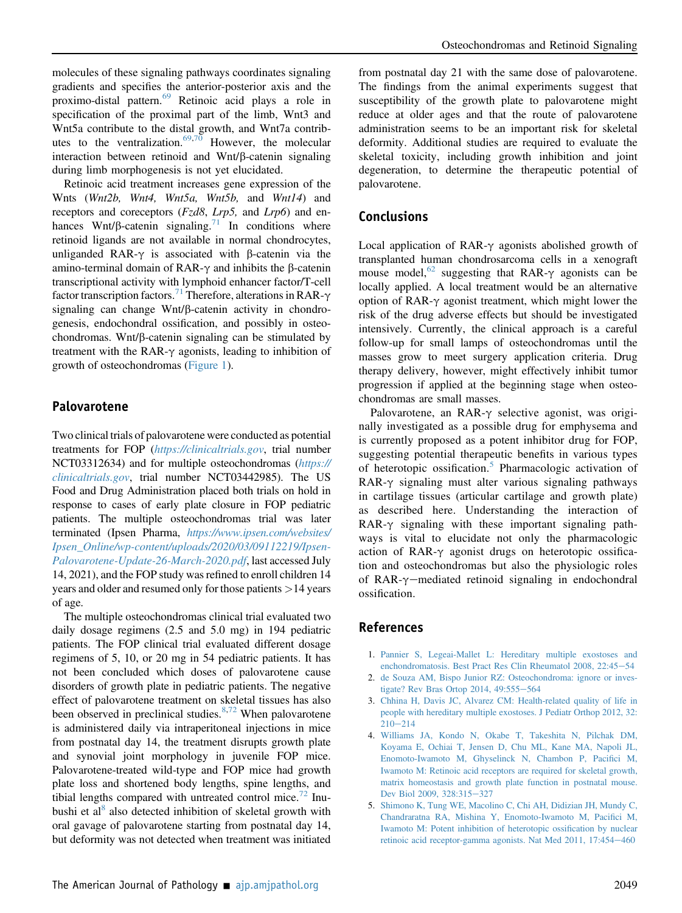molecules of these signaling pathways coordinates signaling gradients and specifies the anterior-posterior axis and the proximo-distal pattern.[69] Retinoic acid plays a role in specification of the proximal part of the limb, Wnt3 and Wnt5a contribute to the distal growth, and Wnt7a contributes to the ventralization.[69,70] However, the molecular interaction between retinoid and Wnt/β-catenin signaling during limb morphogenesis is not yet elucidated.

Retinoic acid treatment increases gene expression of the Wnts (*Wnt2b, Wnt4, Wnt5a, Wnt5b,* and *Wnt14*) and receptors and coreceptors (*Fzd8*, *Lrp5,* and *Lrp6*) and enhances Wnt/β-catenin signaling.[71] In conditions where retinoid ligands are not available in normal chondrocytes, unliganded RAR-γ is associated with β-catenin via the amino-terminal domain of RAR-γ and inhibits the β-catenin transcriptional activity with lymphoid enhancer factor/T-cell factor transcription factors.[71] Therefore, alterations in RAR-γ signaling can change Wnt/β-catenin activity in chondrogenesis, endochondral ossification, and possibly in osteochondromas. Wnt/β-catenin signaling can be stimulated by treatment with the RAR-γ agonists, leading to inhibition of growth of osteochondromas (Figure 1).

## Palovarotene

Two clinical trials of palovarotene were conducted as potential treatments for FOP (*https://clinicaltrials.gov*, trial number NCT03312634) and for multiple osteochondromas (*https://clinicaltrials.gov*, trial number NCT03442985). The US Food and Drug Administration placed both trials on hold in response to cases of early plate closure in FOP pediatric patients. The multiple osteochondromas trial was later terminated (Ipsen Pharma, *https://www.ipsen.com/websites/Ipsen_Online/wp-content/uploads/2020/03/09112219/Ipsen-Palovarotene-Update-26-March-2020.pdf*, last accessed July 14, 2021), and the FOP study was refined to enroll children 14 years and older and resumed only for those patients >14 years of age.

The multiple osteochondromas clinical trial evaluated two daily dosage regimens (2.5 and 5.0 mg) in 194 pediatric patients. The FOP clinical trial evaluated different dosage regimens of 5, 10, or 20 mg in 54 pediatric patients. It has not been concluded which doses of palovarotene cause disorders of growth plate in pediatric patients. The negative effect of palovarotene treatment on skeletal tissues has also been observed in preclinical studies.[8,72] When palovarotene is administered daily via intraperitoneal injections in mice from postnatal day 14, the treatment disrupts growth plate and synovial joint morphology in juvenile FOP mice. Palovarotene-treated wild-type and FOP mice had growth plate loss and shortened body lengths, spine lengths, and tibial lengths compared with untreated control mice.[72] Inubushi et al[8] also detected inhibition of skeletal growth with oral gavage of palovarotene starting from postnatal day 14, but deformity was not detected when treatment was initiated from postnatal day 21 with the same dose of palovarotene. The findings from the animal experiments suggest that susceptibility of the growth plate to palovarotene might reduce at older ages and that the route of palovarotene administration seems to be an important risk for skeletal deformity. Additional studies are required to evaluate the skeletal toxicity, including growth inhibition and joint degeneration, to determine the therapeutic potential of palovarotene.

## Conclusions

Local application of RAR-γ agonists abolished growth of transplanted human chondrosarcoma cells in a xenograft mouse model,[62] suggesting that RAR-γ agonists can be locally applied. A local treatment would be an alternative option of RAR-γ agonist treatment, which might lower the risk of the drug adverse effects but should be investigated intensively. Currently, the clinical approach is a careful follow-up for small lamps of osteochondromas until the masses grow to meet surgery application criteria. Drug therapy delivery, however, might effectively inhibit tumor progression if applied at the beginning stage when osteochondromas are small masses.

Palovarotene, an RAR-γ selective agonist, was originally investigated as a possible drug for emphysema and is currently proposed as a potent inhibitor drug for FOP, suggesting potential therapeutic benefits in various types of heterotopic ossification.[5] Pharmacologic activation of RAR-γ signaling must alter various signaling pathways in cartilage tissues (articular cartilage and growth plate) as described here. Understanding the interaction of RAR-γ signaling with these important signaling pathways is vital to elucidate not only the pharmacologic action of RAR-γ agonist drugs on heterotopic ossification and osteochondromas but also the physiologic roles of RAR-γ−mediated retinoid signaling in endochondral ossification.

## References

1. Pannier S, Legeai-Mallet L: Hereditary multiple exostoses and enchondromatosis. Best Pract Res Clin Rheumatol 2008, 22:45−54
2. de Souza AM, Bispo Junior RZ: Osteochondroma: ignore or investigate? Rev Bras Ortop 2014, 49:555−564
3. Chhina H, Davis JC, Alvarez CM: Health-related quality of life in people with hereditary multiple exostoses. J Pediatr Orthop 2012, 32:210−214
4. Williams JA, Kondo N, Okabe T, Takeshita N, Pilchak DM, Koyama E, Ochiai T, Jensen D, Chu ML, Kane MA, Napoli JL, Enomoto-Iwamoto M, Ghyselinck N, Chambon P, Pacifici M, Iwamoto M: Retinoic acid receptors are required for skeletal growth, matrix homeostasis and growth plate function in postnatal mouse. Dev Biol 2009, 328:315−327
5. Shimono K, Tung WE, Macolino C, Chi AH, Didizian JH, Mundy C, Chandraratna RA, Mishina Y, Enomoto-Iwamoto M, Pacifici M, Iwamoto M: Potent inhibition of heterotopic ossification by nuclear retinoic acid receptor-gamma agonists. Nat Med 2011, 17:454−460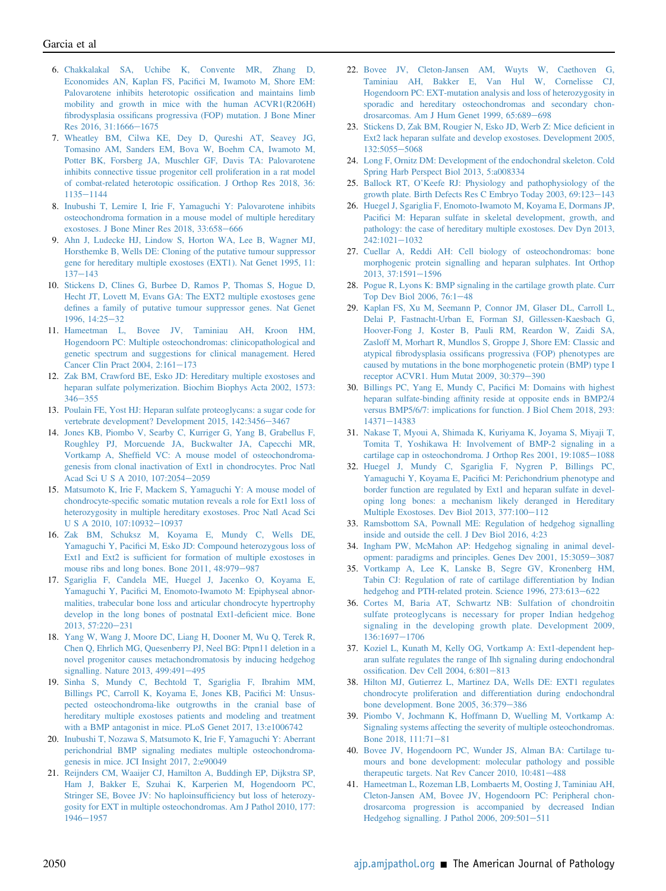6. Chakkalakal SA, Uchibe K, Convente MR, Zhang D, Economides AN, Kaplan FS, Pacifici M, Iwamoto M, Shore EM: Palovarotene inhibits heterotopic ossification and maintains limb mobility and growth in mice with the human ACVR1(R206H) fibrodysplasia ossificans progressiva (FOP) mutation. J Bone Miner Res 2016, 31:1666–1675
7. Wheatley BM, Cilwa KE, Dey D, Qureshi AT, Seavey JG, Tomasino AM, Sanders EM, Bova W, Boehm CA, Iwamoto M, Potter BK, Forsberg JA, Muschler GF, Davis TA: Palovarotene inhibits connective tissue progenitor cell proliferation in a rat model of combat-related heterotopic ossification. J Orthop Res 2018, 36: 1135–1144
8. Inubushi T, Lemire I, Irie F, Yamaguchi Y: Palovarotene inhibits osteochondroma formation in a mouse model of multiple hereditary exostoses. J Bone Miner Res 2018, 33:658–666
9. Ahn J, Ludecke HJ, Lindow S, Horton WA, Lee B, Wagner MJ, Horsthemke B, Wells DE: Cloning of the putative tumour suppressor gene for hereditary multiple exostoses (EXT1). Nat Genet 1995, 11: 137–143
10. Stickens D, Clines G, Burbee D, Ramos P, Thomas S, Hogue D, Hecht JT, Lovett M, Evans GA: The EXT2 multiple exostoses gene defines a family of putative tumour suppressor genes. Nat Genet 1996, 14:25–32
11. Hameetman L, Bovee JV, Taminiau AH, Kroon HM, Hogendoorn PC: Multiple osteochondromas: clinicopathological and genetic spectrum and suggestions for clinical management. Hered Cancer Clin Pract 2004, 2:161–173
12. Zak BM, Crawford BE, Esko JD: Hereditary multiple exostoses and heparan sulfate polymerization. Biochim Biophys Acta 2002, 1573: 346–355
13. Poulain FE, Yost HJ: Heparan sulfate proteoglycans: a sugar code for vertebrate development? Development 2015, 142:3456–3467
14. Jones KB, Piombo V, Searby C, Kurriger G, Yang B, Grabellus F, Roughley PJ, Morcuende JA, Buckwalter JA, Capecchi MR, Vortkamp A, Sheffield VC: A mouse model of osteochondromagenesis from clonal inactivation of Ext1 in chondrocytes. Proc Natl Acad Sci U S A 2010, 107:2054–2059
15. Matsumoto K, Irie F, Mackem S, Yamaguchi Y: A mouse model of chondrocyte-specific somatic mutation reveals a role for Ext1 loss of heterozygosity in multiple hereditary exostoses. Proc Natl Acad Sci U S A 2010, 107:10932–10937
16. Zak BM, Schuksz M, Koyama E, Mundy C, Wells DE, Yamaguchi Y, Pacifici M, Esko JD: Compound heterozygous loss of Ext1 and Ext2 is sufficient for formation of multiple exostoses in mouse ribs and long bones. Bone 2011, 48:979–987
17. Sgariglia F, Candela ME, Huegel J, Jacenko O, Koyama E, Yamaguchi Y, Pacifici M, Enomoto-Iwamoto M: Epiphyseal abnormalities, trabecular bone loss and articular chondrocyte hypertrophy develop in the long bones of postnatal Ext1-deficient mice. Bone 2013, 57:220–231
18. Yang W, Wang J, Moore DC, Liang H, Dooner M, Wu Q, Terek R, Chen Q, Ehrlich MG, Quesenberry PJ, Neel BG: Ptpn11 deletion in a novel progenitor causes metachondromatosis by inducing hedgehog signalling. Nature 2013, 499:491–495
19. Sinha S, Mundy C, Bechtold T, Sgariglia F, Ibrahim MM, Billings PC, Carroll K, Koyama E, Jones KB, Pacifici M: Unsuspected osteochondroma-like outgrowths in the cranial base of hereditary multiple exostoses patients and modeling and treatment with a BMP antagonist in mice. PLoS Genet 2017, 13:e1006742
20. Inubushi T, Nozawa S, Matsumoto K, Irie F, Yamaguchi Y: Aberrant perichondrial BMP signaling mediates multiple osteochondromagenesis in mice. JCI Insight 2017, 2:e90049
21. Reijnders CM, Waaijer CJ, Hamilton A, Buddingh EP, Dijkstra SP, Ham J, Bakker E, Szuhai K, Karperien M, Hogendoorn PC, Stringer SE, Bovee JV: No haploinsufficiency but loss of heterozygosity for EXT in multiple osteochondromas. Am J Pathol 2010, 177: 1946–1957
22. Bovee JV, Cleton-Jansen AM, Wuyts W, Caethoven G, Taminiau AH, Bakker E, Van Hul W, Cornelisse CJ, Hogendoorn PC: EXT-mutation analysis and loss of heterozygosity in sporadic and hereditary osteochondromas and secondary chondrosarcomas. Am J Hum Genet 1999, 65:689–698
23. Stickens D, Zak BM, Rougier N, Esko JD, Werb Z: Mice deficient in Ext2 lack heparan sulfate and develop exostoses. Development 2005, 132:5055–5068
24. Long F, Ornitz DM: Development of the endochondral skeleton. Cold Spring Harb Perspect Biol 2013, 5:a008334
25. Ballock RT, O'Keefe RJ: Physiology and pathophysiology of the growth plate. Birth Defects Res C Embryo Today 2003, 69:123–143
26. Huegel J, Sgariglia F, Enomoto-Iwamoto M, Koyama E, Dormans JP, Pacifici M: Heparan sulfate in skeletal development, growth, and pathology: the case of hereditary multiple exostoses. Dev Dyn 2013, 242:1021–1032
27. Cuellar A, Reddi AH: Cell biology of osteochondromas: bone morphogenic protein signalling and heparan sulphates. Int Orthop 2013, 37:1591–1596
28. Pogue R, Lyons K: BMP signaling in the cartilage growth plate. Curr Top Dev Biol 2006, 76:1–48
29. Kaplan FS, Xu M, Seemann P, Connor JM, Glaser DL, Carroll L, Delai P, Fastnacht-Urban E, Forman SJ, Gillessen-Kaesbach G, Hoover-Fong J, Koster B, Pauli RM, Reardon W, Zaidi SA, Zasloff M, Morhart R, Mundlos S, Groppe J, Shore EM: Classic and atypical fibrodysplasia ossificans progressiva (FOP) phenotypes are caused by mutations in the bone morphogenetic protein (BMP) type I receptor ACVR1. Hum Mutat 2009, 30:379–390
30. Billings PC, Yang E, Mundy C, Pacifici M: Domains with highest heparan sulfate-binding affinity reside at opposite ends in BMP2/4 versus BMP5/6/7: implications for function. J Biol Chem 2018, 293: 14371–14383
31. Nakase T, Myoui A, Shimada K, Kuriyama K, Joyama S, Miyaji T, Tomita T, Yoshikawa H: Involvement of BMP-2 signaling in a cartilage cap in osteochondroma. J Orthop Res 2001, 19:1085–1088
32. Huegel J, Mundy C, Sgariglia F, Nygren P, Billings PC, Yamaguchi Y, Koyama E, Pacifici M: Perichondrium phenotype and border function are regulated by Ext1 and heparan sulfate in developing long bones: a mechanism likely deranged in Hereditary Multiple Exostoses. Dev Biol 2013, 377:100–112
33. Ramsbottom SA, Pownall ME: Regulation of hedgehog signalling inside and outside the cell. J Dev Biol 2016, 4:23
34. Ingham PW, McMahon AP: Hedgehog signaling in animal development: paradigms and principles. Genes Dev 2001, 15:3059–3087
35. Vortkamp A, Lee K, Lanske B, Segre GV, Kronenberg HM, Tabin CJ: Regulation of rate of cartilage differentiation by Indian hedgehog and PTH-related protein. Science 1996, 273:613–622
36. Cortes M, Baria AT, Schwartz NB: Sulfation of chondroitin sulfate proteoglycans is necessary for proper Indian hedgehog signaling in the developing growth plate. Development 2009, 136:1697–1706
37. Koziel L, Kunath M, Kelly OG, Vortkamp A: Ext1-dependent heparan sulfate regulates the range of Ihh signaling during endochondral ossification. Dev Cell 2004, 6:801–813
38. Hilton MJ, Gutierrez L, Martinez DA, Wells DE: EXT1 regulates chondrocyte proliferation and differentiation during endochondral bone development. Bone 2005, 36:379–386
39. Piombo V, Jochmann K, Hoffmann D, Wuelling M, Vortkamp A: Signaling systems affecting the severity of multiple osteochondromas. Bone 2018, 111:71–81
40. Bovee JV, Hogendoorn PC, Wunder JS, Alman BA: Cartilage tumours and bone development: molecular pathology and possible therapeutic targets. Nat Rev Cancer 2010, 10:481–488
41. Hameetman L, Rozeman LB, Lombaerts M, Oosting J, Taminiau AH, Cleton-Jansen AM, Bovee JV, Hogendoorn PC: Peripheral chondrosarcoma progression is accompanied by decreased Indian Hedgehog signalling. J Pathol 2006, 209:501–511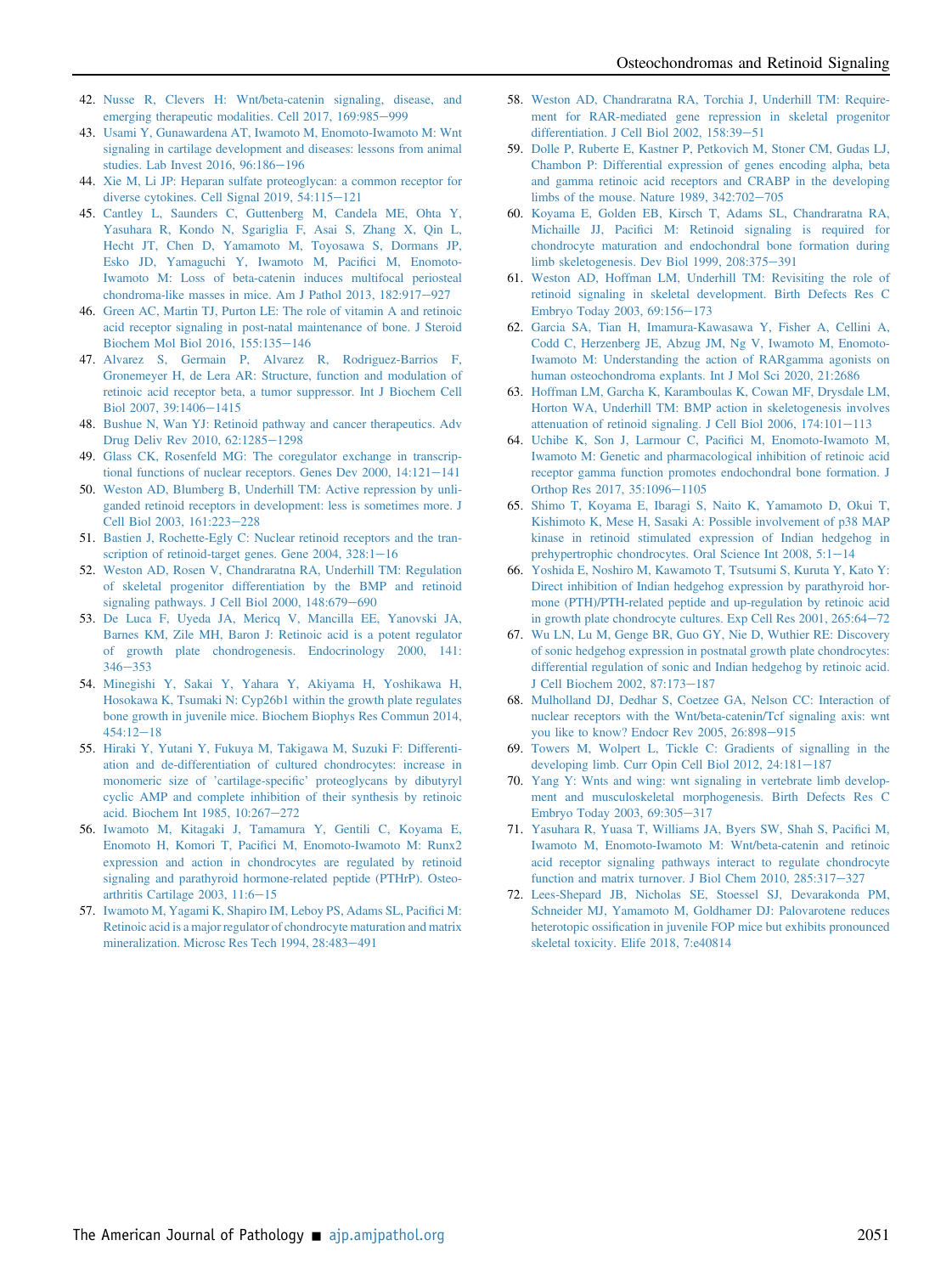42. Nusse R, Clevers H: Wnt/beta-catenin signaling, disease, and emerging therapeutic modalities. Cell 2017, 169:985−999
43. Usami Y, Gunawardena AT, Iwamoto M, Enomoto-Iwamoto M: Wnt signaling in cartilage development and diseases: lessons from animal studies. Lab Invest 2016, 96:186−196
44. Xie M, Li JP: Heparan sulfate proteoglycan: a common receptor for diverse cytokines. Cell Signal 2019, 54:115−121
45. Cantley L, Saunders C, Guttenberg M, Candela ME, Ohta Y, Yasuhara R, Kondo N, Sgariglia F, Asai S, Zhang X, Qin L, Hecht JT, Chen D, Yamamoto M, Toyosawa S, Dormans JP, Esko JD, Yamaguchi Y, Iwamoto M, Pacifici M, Enomoto-Iwamoto M: Loss of beta-catenin induces multifocal periosteal chondroma-like masses in mice. Am J Pathol 2013, 182:917−927
46. Green AC, Martin TJ, Purton LE: The role of vitamin A and retinoic acid receptor signaling in post-natal maintenance of bone. J Steroid Biochem Mol Biol 2016, 155:135−146
47. Alvarez S, Germain P, Alvarez R, Rodriguez-Barrios F, Gronemeyer H, de Lera AR: Structure, function and modulation of retinoic acid receptor beta, a tumor suppressor. Int J Biochem Cell Biol 2007, 39:1406−1415
48. Bushue N, Wan YJ: Retinoid pathway and cancer therapeutics. Adv Drug Deliv Rev 2010, 62:1285−1298
49. Glass CK, Rosenfeld MG: The coregulator exchange in transcriptional functions of nuclear receptors. Genes Dev 2000, 14:121−141
50. Weston AD, Blumberg B, Underhill TM: Active repression by unliganded retinoid receptors in development: less is sometimes more. J Cell Biol 2003, 161:223−228
51. Bastien J, Rochette-Egly C: Nuclear retinoid receptors and the transcription of retinoid-target genes. Gene 2004, 328:1−16
52. Weston AD, Rosen V, Chandraratna RA, Underhill TM: Regulation of skeletal progenitor differentiation by the BMP and retinoid signaling pathways. J Cell Biol 2000, 148:679−690
53. De Luca F, Uyeda JA, Mericq V, Mancilla EE, Yanovski JA, Barnes KM, Zile MH, Baron J: Retinoic acid is a potent regulator of growth plate chondrogenesis. Endocrinology 2000, 141: 346−353
54. Minegishi Y, Sakai Y, Yahara Y, Akiyama H, Yoshikawa H, Hosokawa K, Tsumaki N: Cyp26b1 within the growth plate regulates bone growth in juvenile mice. Biochem Biophys Res Commun 2014, 454:12−18
55. Hiraki Y, Yutani Y, Fukuya M, Takigawa M, Suzuki F: Differentiation and de-differentiation of cultured chondrocytes: increase in monomeric size of 'cartilage-specific' proteoglycans by dibutyryl cyclic AMP and complete inhibition of their synthesis by retinoic acid. Biochem Int 1985, 10:267−272
56. Iwamoto M, Kitagaki J, Tamamura Y, Gentili C, Koyama E, Enomoto H, Komori T, Pacifici M, Enomoto-Iwamoto M: Runx2 expression and action in chondrocytes are regulated by retinoid signaling and parathyroid hormone-related peptide (PTHrP). Osteoarthritis Cartilage 2003, 11:6−15
57. Iwamoto M, Yagami K, Shapiro IM, Leboy PS, Adams SL, Pacifici M: Retinoic acid is a major regulator of chondrocyte maturation and matrix mineralization. Microsc Res Tech 1994, 28:483−491
58. Weston AD, Chandraratna RA, Torchia J, Underhill TM: Requirement for RAR-mediated gene repression in skeletal progenitor differentiation. J Cell Biol 2002, 158:39−51
59. Dolle P, Ruberte E, Kastner P, Petkovich M, Stoner CM, Gudas LJ, Chambon P: Differential expression of genes encoding alpha, beta and gamma retinoic acid receptors and CRABP in the developing limbs of the mouse. Nature 1989, 342:702−705
60. Koyama E, Golden EB, Kirsch T, Adams SL, Chandraratna RA, Michaille JJ, Pacifici M: Retinoid signaling is required for chondrocyte maturation and endochondral bone formation during limb skeletogenesis. Dev Biol 1999, 208:375−391
61. Weston AD, Hoffman LM, Underhill TM: Revisiting the role of retinoid signaling in skeletal development. Birth Defects Res C Embryo Today 2003, 69:156−173
62. Garcia SA, Tian H, Imamura-Kawasawa Y, Fisher A, Cellini A, Codd C, Herzenberg JE, Abzug JM, Ng V, Iwamoto M, Enomoto-Iwamoto M: Understanding the action of RARgamma agonists on human osteochondroma explants. Int J Mol Sci 2020, 21:2686
63. Hoffman LM, Garcha K, Karamboulas K, Cowan MF, Drysdale LM, Horton WA, Underhill TM: BMP action in skeletogenesis involves attenuation of retinoid signaling. J Cell Biol 2006, 174:101−113
64. Uchibe K, Son J, Larmour C, Pacifici M, Enomoto-Iwamoto M, Iwamoto M: Genetic and pharmacological inhibition of retinoic acid receptor gamma function promotes endochondral bone formation. J Orthop Res 2017, 35:1096−1105
65. Shimo T, Koyama E, Ibaragi S, Naito K, Yamamoto D, Okui T, Kishimoto K, Mese H, Sasaki A: Possible involvement of p38 MAP kinase in retinoid stimulated expression of Indian hedgehog in prehypertrophic chondrocytes. Oral Science Int 2008, 5:1−14
66. Yoshida E, Noshiro M, Kawamoto T, Tsutsumi S, Kuruta Y, Kato Y: Direct inhibition of Indian hedgehog expression by parathyroid hormone (PTH)/PTH-related peptide and up-regulation by retinoic acid in growth plate chondrocyte cultures. Exp Cell Res 2001, 265:64−72
67. Wu LN, Lu M, Genge BR, Guo GY, Nie D, Wuthier RE: Discovery of sonic hedgehog expression in postnatal growth plate chondrocytes: differential regulation of sonic and Indian hedgehog by retinoic acid. J Cell Biochem 2002, 87:173−187
68. Mulholland DJ, Dedhar S, Coetzee GA, Nelson CC: Interaction of nuclear receptors with the Wnt/beta-catenin/Tcf signaling axis: wnt you like to know? Endocr Rev 2005, 26:898−915
69. Towers M, Wolpert L, Tickle C: Gradients of signalling in the developing limb. Curr Opin Cell Biol 2012, 24:181−187
70. Yang Y: Wnts and wing: wnt signaling in vertebrate limb development and musculoskeletal morphogenesis. Birth Defects Res C Embryo Today 2003, 69:305−317
71. Yasuhara R, Yuasa T, Williams JA, Byers SW, Shah S, Pacifici M, Iwamoto M, Enomoto-Iwamoto M: Wnt/beta-catenin and retinoic acid receptor signaling pathways interact to regulate chondrocyte function and matrix turnover. J Biol Chem 2010, 285:317−327
72. Lees-Shepard JB, Nicholas SE, Stoessel SJ, Devarakonda PM, Schneider MJ, Yamamoto M, Goldhamer DJ: Palovarotene reduces heterotopic ossification in juvenile FOP mice but exhibits pronounced skeletal toxicity. Elife 2018, 7:e40814